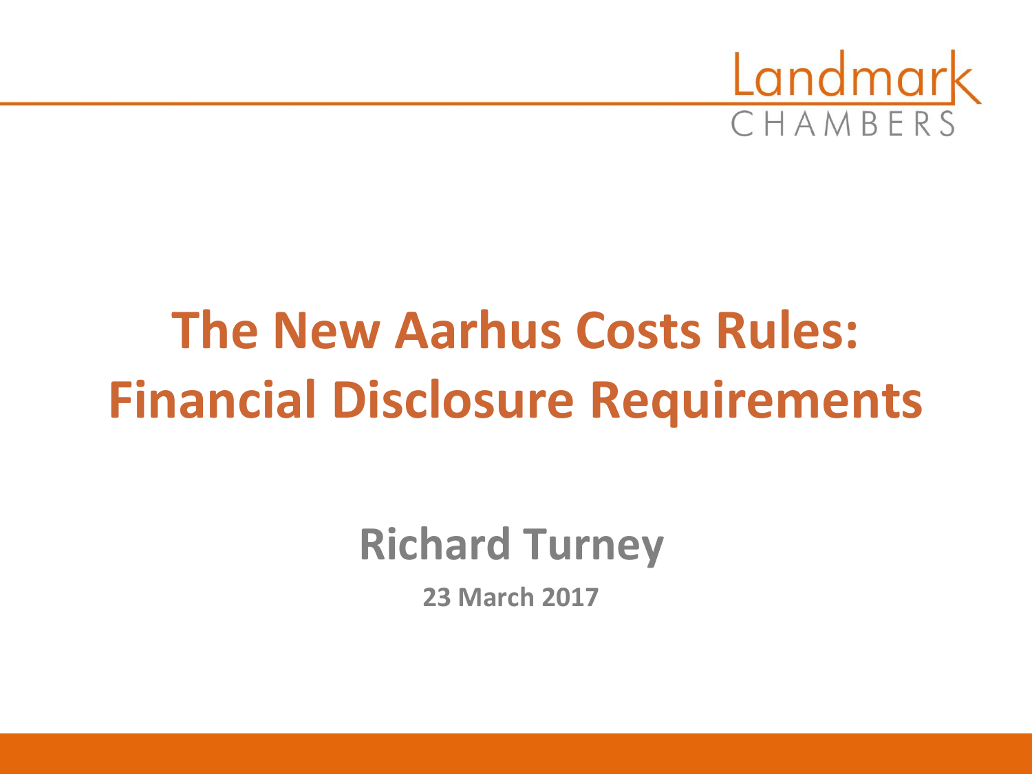Landmark CHAMBERS

# The New Aarhus Costs Rules: Financial Disclosure Requirements

**Richard Turney**

**23 March 2017**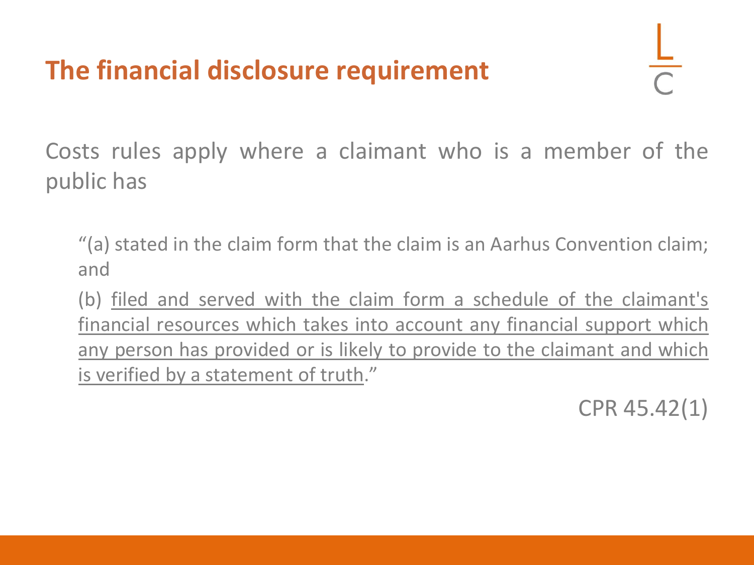## The financial disclosure requirement

Costs rules apply where a claimant who is a member of the public has

> "(a) stated in the claim form that the claim is an Aarhus Convention claim; and
>
> (b) <u>filed and served with the claim form a schedule of the claimant's financial resources which takes into account any financial support which any person has provided or is likely to provide to the claimant and which is verified by a statement of truth</u>."

CPR 45.42(1)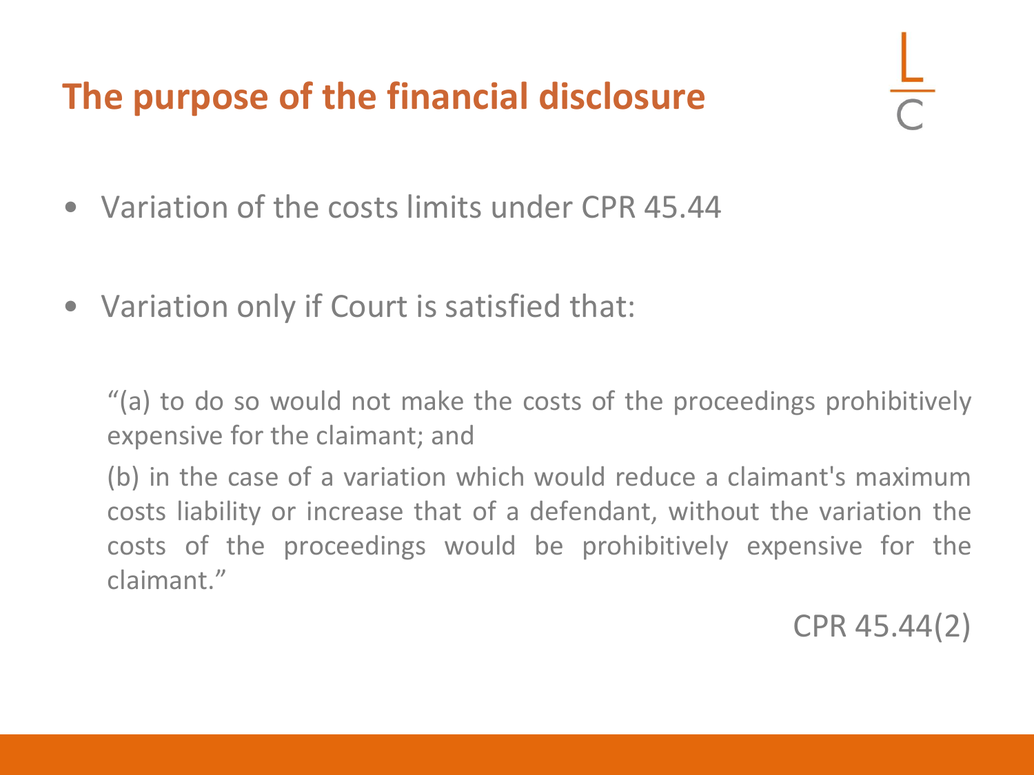# The purpose of the financial disclosure

- Variation of the costs limits under CPR 45.44
- Variation only if Court is satisfied that:

> "(a) to do so would not make the costs of the proceedings prohibitively expensive for the claimant; and
>
> (b) in the case of a variation which would reduce a claimant's maximum costs liability or increase that of a defendant, without the variation the costs of the proceedings would be prohibitively expensive for the claimant."

CPR 45.44(2)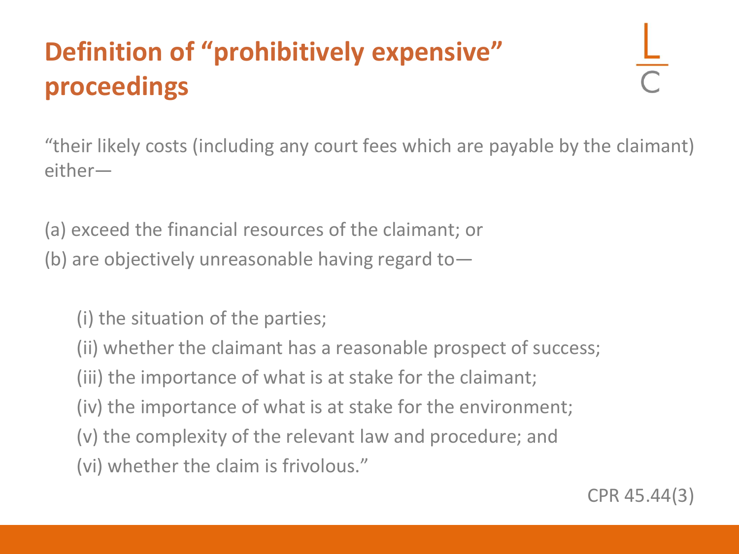# Definition of "prohibitively expensive" proceedings

"their likely costs (including any court fees which are payable by the claimant) either—

(a) exceed the financial resources of the claimant; or
(b) are objectively unreasonable having regard to—

- (i) the situation of the parties;
- (ii) whether the claimant has a reasonable prospect of success;
- (iii) the importance of what is at stake for the claimant;
- (iv) the importance of what is at stake for the environment;
- (v) the complexity of the relevant law and procedure; and
- (vi) whether the claim is frivolous."

CPR 45.44(3)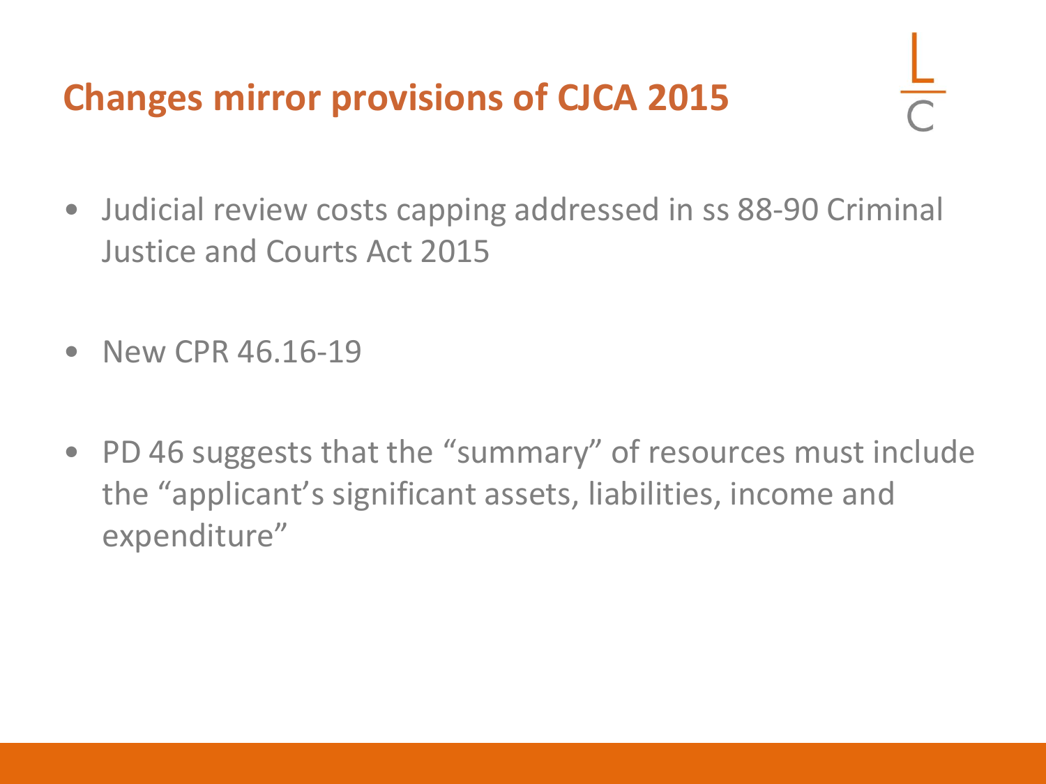# Changes mirror provisions of CJCA 2015

- Judicial review costs capping addressed in ss 88-90 Criminal Justice and Courts Act 2015
- New CPR 46.16-19
- PD 46 suggests that the "summary" of resources must include the "applicant's significant assets, liabilities, income and expenditure"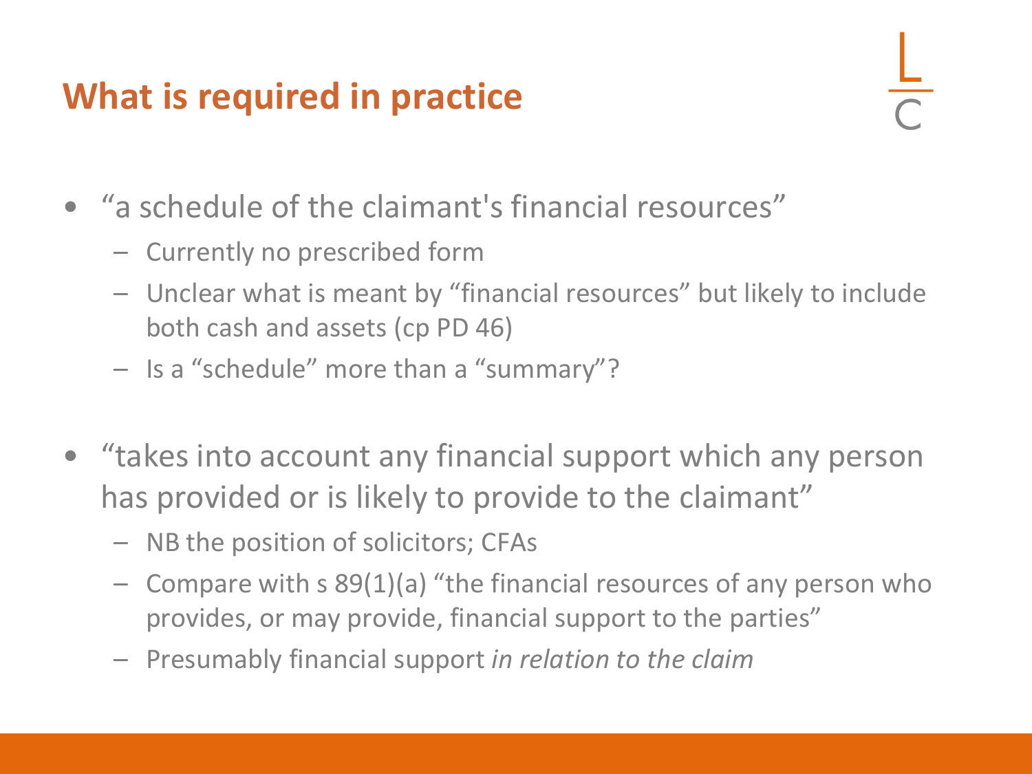## What is required in practice

- "a schedule of the claimant's financial resources"
  - Currently no prescribed form
  - Unclear what is meant by "financial resources" but likely to include both cash and assets (cp PD 46)
  - Is a "schedule" more than a "summary"?

- "takes into account any financial support which any person has provided or is likely to provide to the claimant"
  - NB the position of solicitors; CFAs
  - Compare with s 89(1)(a) "the financial resources of any person who provides, or may provide, financial support to the parties"
  - Presumably financial support *in relation to the claim*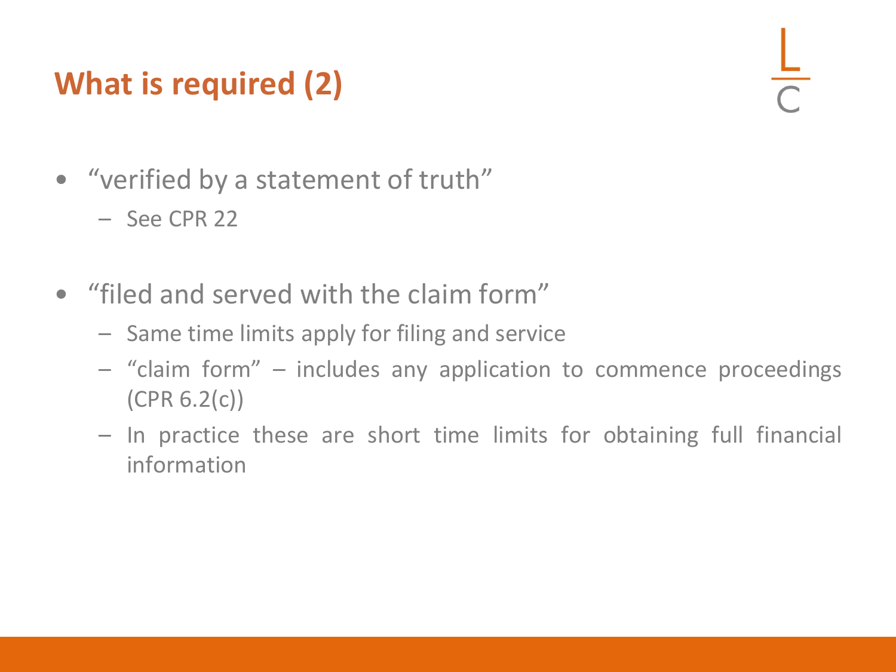## What is required (2)

- "verified by a statement of truth"
  - See CPR 22
- "filed and served with the claim form"
  - Same time limits apply for filing and service
  - "claim form" – includes any application to commence proceedings (CPR 6.2(c))
  - In practice these are short time limits for obtaining full financial information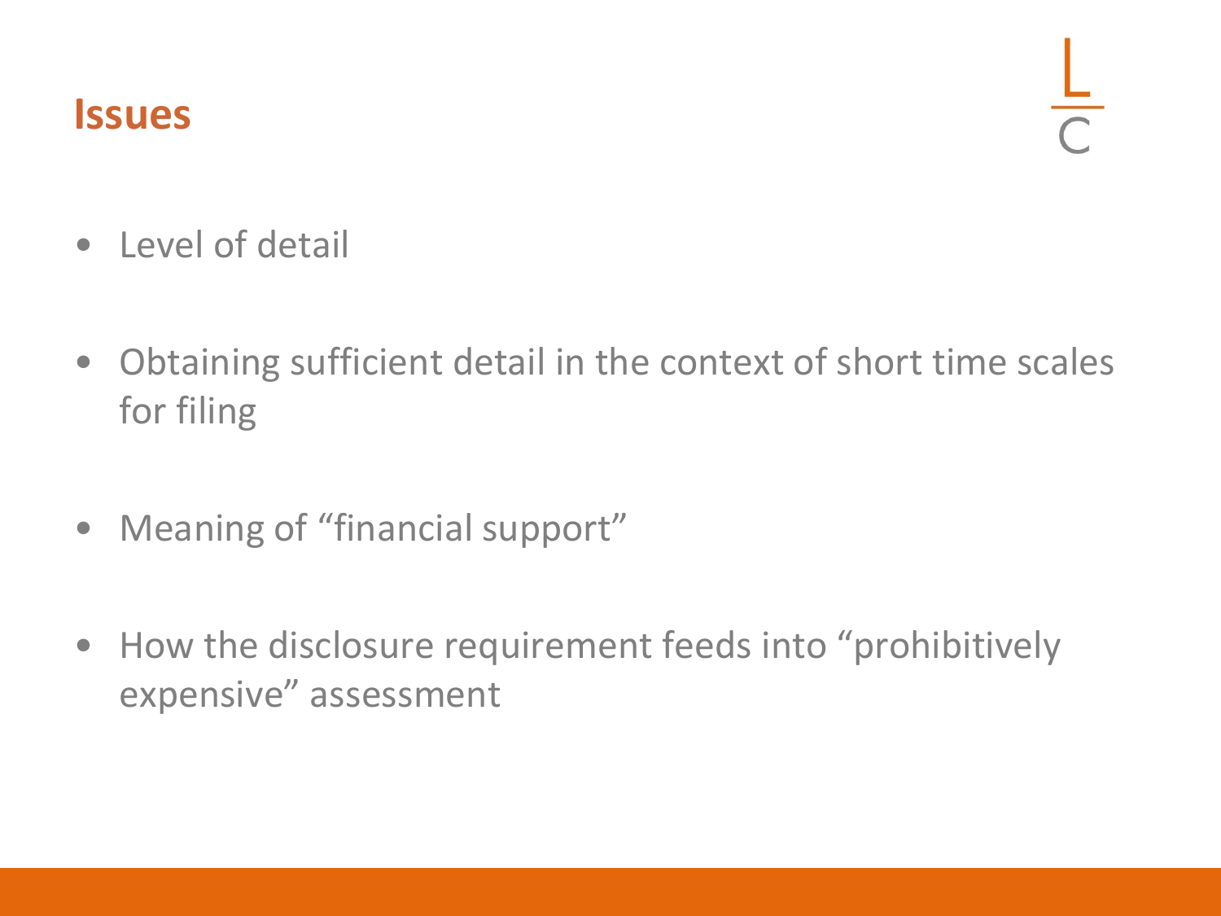# Issues

- Level of detail
- Obtaining sufficient detail in the context of short time scales for filing
- Meaning of "financial support"
- How the disclosure requirement feeds into "prohibitively expensive" assessment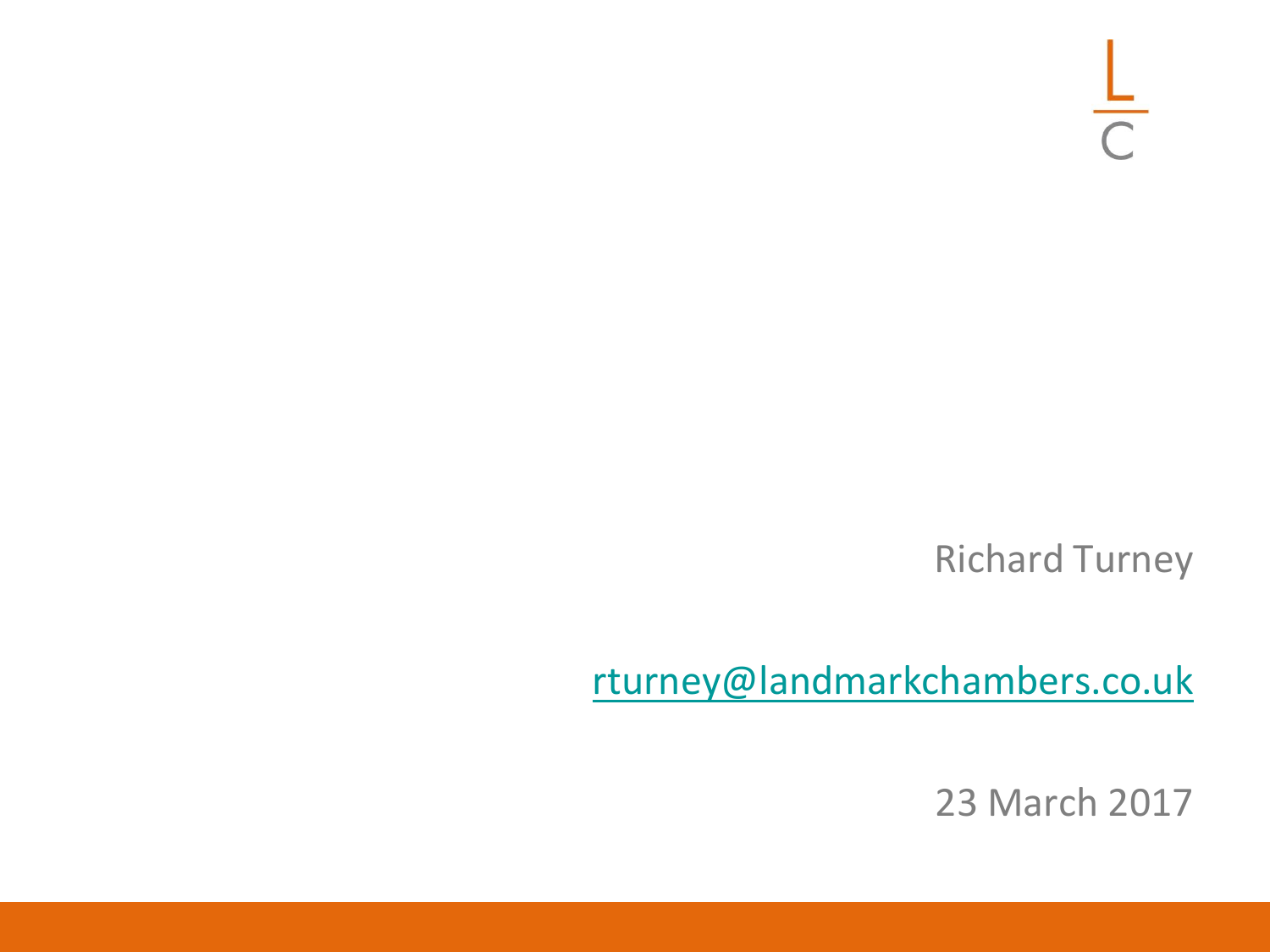Richard Turney

rturney@landmarkchambers.co.uk

23 March 2017